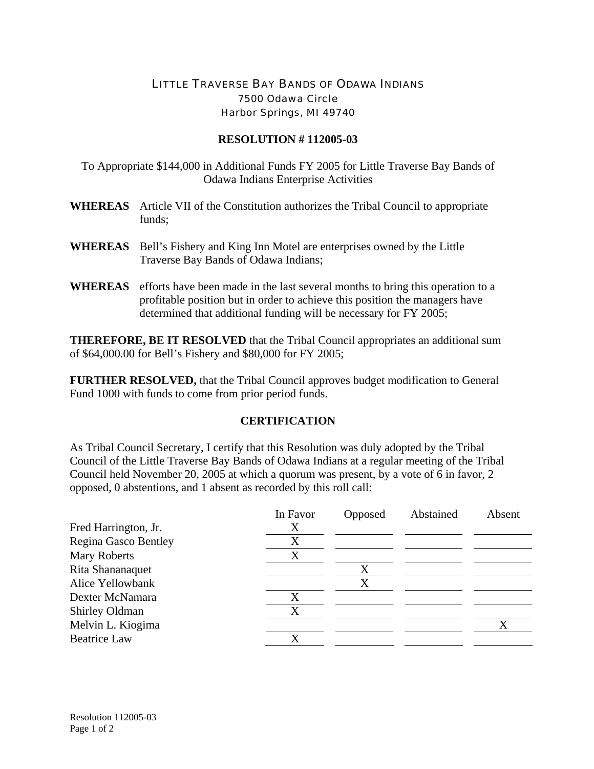# LITTLE TRAVERSE BAY BANDS OF ODAWA INDIANS

7500 Odawa Circle
Harbor Springs, MI 49740

## RESOLUTION # 112005-03

To Appropriate $144,000 in Additional Funds FY 2005 for Little Traverse Bay Bands of Odawa Indians Enterprise Activities

**WHEREAS** Article VII of the Constitution authorizes the Tribal Council to appropriate funds;

**WHEREAS** Bell's Fishery and King Inn Motel are enterprises owned by the Little Traverse Bay Bands of Odawa Indians;

**WHEREAS** efforts have been made in the last several months to bring this operation to a profitable position but in order to achieve this position the managers have determined that additional funding will be necessary for FY 2005;

**THEREFORE, BE IT RESOLVED** that the Tribal Council appropriates an additional sum of $64,000.00 for Bell's Fishery and $80,000 for FY 2005;

**FURTHER RESOLVED,** that the Tribal Council approves budget modification to General Fund 1000 with funds to come from prior period funds.

## CERTIFICATION

As Tribal Council Secretary, I certify that this Resolution was duly adopted by the Tribal Council of the Little Traverse Bay Bands of Odawa Indians at a regular meeting of the Tribal Council held November 20, 2005 at which a quorum was present, by a vote of 6 in favor, 2 opposed, 0 abstentions, and 1 absent as recorded by this roll call:

| | In Favor | Opposed | Abstained | Absent |
|---|---|---|---|---|
| Fred Harrington, Jr. | X | | | |
| Regina Gasco Bentley | X | | | |
| Mary Roberts | X | | | |
| Rita Shananaquet | | X | | |
| Alice Yellowbank | | X | | |
| Dexter McNamara | X | | | |
| Shirley Oldman | X | | | |
| Melvin L. Kiogima | | | | X |
| Beatrice Law | X | | | |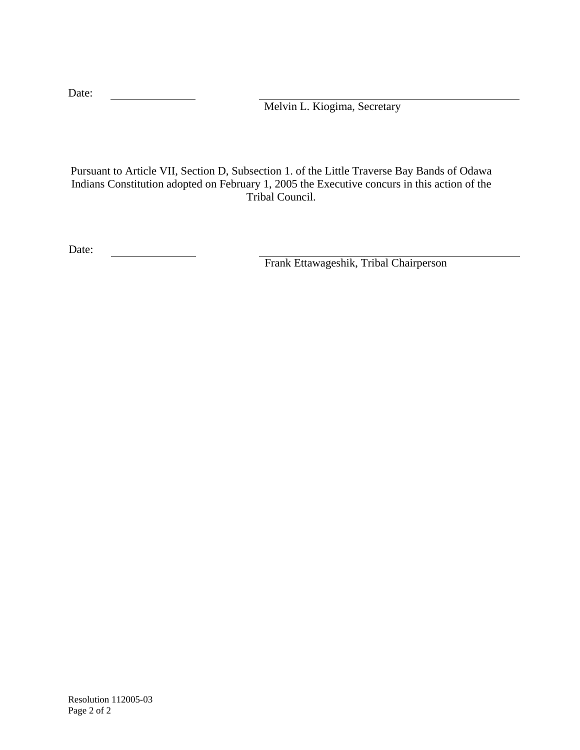Date: \_\_\_\_\_\_\_\_\_\_\_\_\_\_\_ \_\_\_\_\_\_\_\_\_\_\_\_\_\_\_\_\_\_\_\_\_\_\_\_\_\_\_\_\_\_\_\_\_\_\_\_\_\_\_\_\_\_\_\_\_\_\_\_

Melvin L. Kiogima, Secretary

Pursuant to Article VII, Section D, Subsection 1. of the Little Traverse Bay Bands of Odawa Indians Constitution adopted on February 1, 2005 the Executive concurs in this action of the Tribal Council.

Date: \_\_\_\_\_\_\_\_\_\_\_\_\_\_\_ \_\_\_\_\_\_\_\_\_\_\_\_\_\_\_\_\_\_\_\_\_\_\_\_\_\_\_\_\_\_\_\_\_\_\_\_\_\_\_\_\_\_\_\_\_\_\_\_

Frank Ettawageshik, Tribal Chairperson

Resolution 112005-03